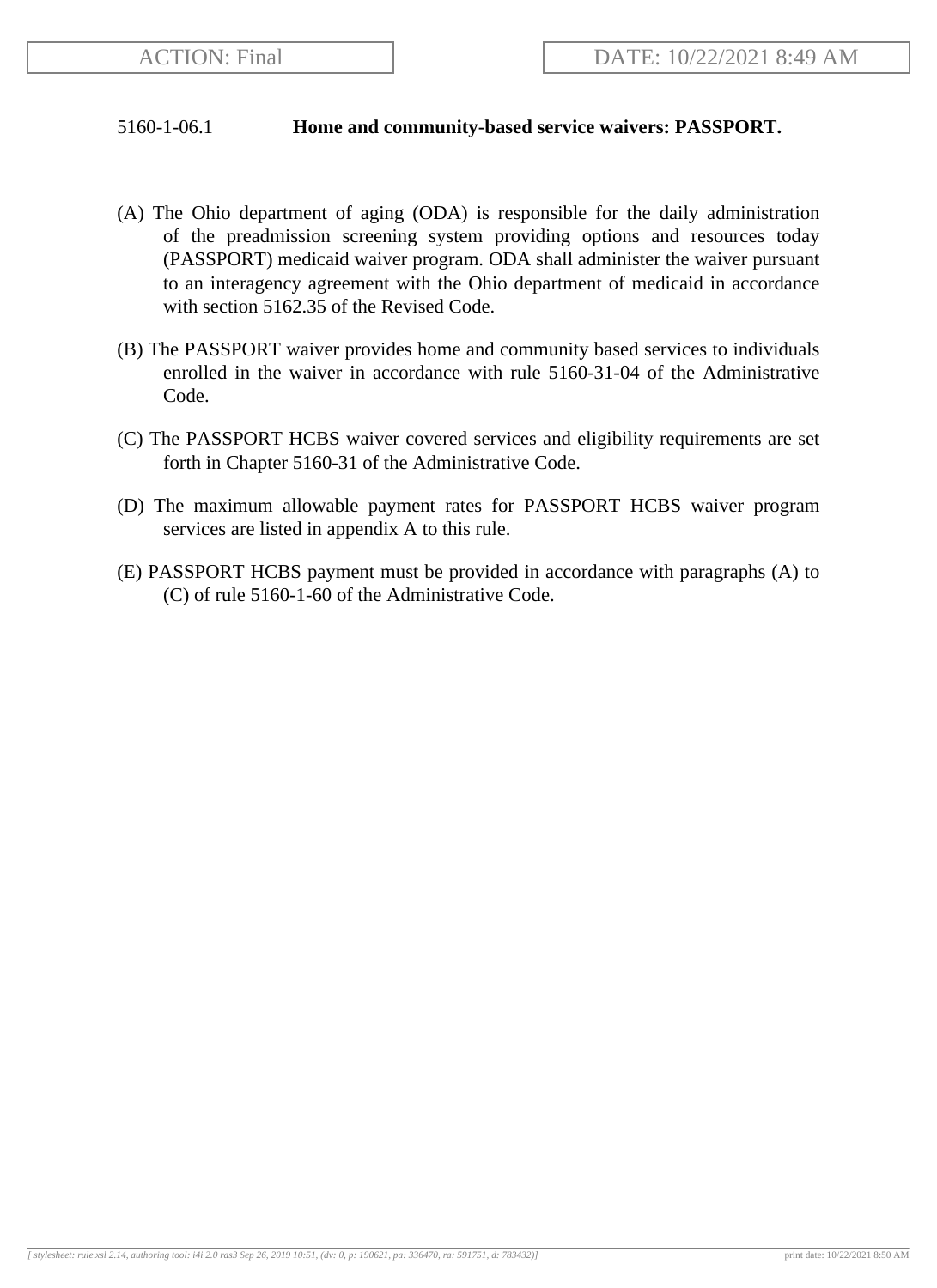ACTION: Final

DATE: 10/22/2021 8:49 AM

5160-1-06.1 **Home and community-based service waivers: PASSPORT.**

(A) The Ohio department of aging (ODA) is responsible for the daily administration of the preadmission screening system providing options and resources today (PASSPORT) medicaid waiver program. ODA shall administer the waiver pursuant to an interagency agreement with the Ohio department of medicaid in accordance with section 5162.35 of the Revised Code.

(B) The PASSPORT waiver provides home and community based services to individuals enrolled in the waiver in accordance with rule 5160-31-04 of the Administrative Code.

(C) The PASSPORT HCBS waiver covered services and eligibility requirements are set forth in Chapter 5160-31 of the Administrative Code.

(D) The maximum allowable payment rates for PASSPORT HCBS waiver program services are listed in appendix A to this rule.

(E) PASSPORT HCBS payment must be provided in accordance with paragraphs (A) to (C) of rule 5160-1-60 of the Administrative Code.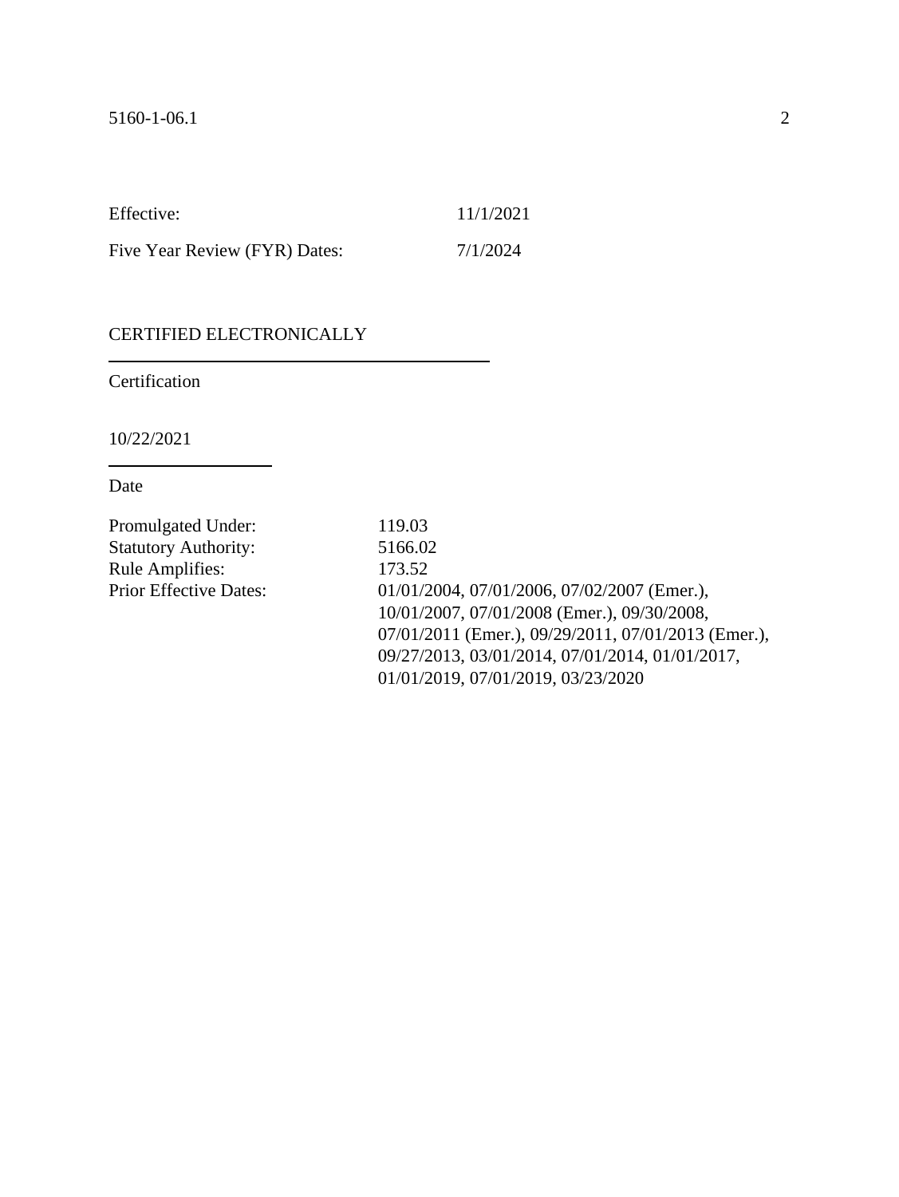Effective: 11/1/2021

Five Year Review (FYR) Dates: 7/1/2024

CERTIFIED ELECTRONICALLY

Certification

10/22/2021

Date

| | |
|---|---|
| Promulgated Under: | 119.03 |
| Statutory Authority: | 5166.02 |
| Rule Amplifies: | 173.52 |
| Prior Effective Dates: | 01/01/2004, 07/01/2006, 07/02/2007 (Emer.), 10/01/2007, 07/01/2008 (Emer.), 09/30/2008, 07/01/2011 (Emer.), 09/29/2011, 07/01/2013 (Emer.), 09/27/2013, 03/01/2014, 07/01/2014, 01/01/2017, 01/01/2019, 07/01/2019, 03/23/2020 |